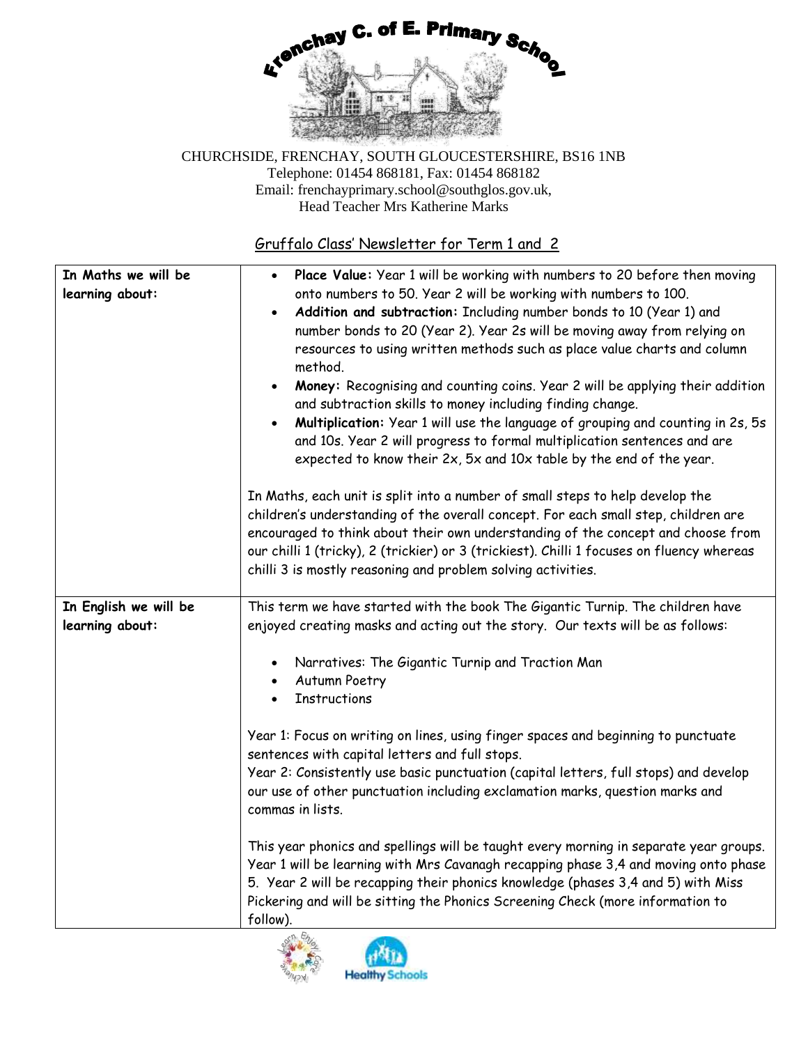# Frenchay C. of E. Primary School

CHURCHSIDE, FRENCHAY, SOUTH GLOUCESTERSHIRE, BS16 1NB
Telephone: 01454 868181, Fax: 01454 868182
Email: frenchayprimary.school@southglos.gov.uk,
Head Teacher Mrs Katherine Marks

## Gruffalo Class' Newsletter for Term 1 and 2

| | |
|---|---|
| **In Maths we will be learning about:** | • **Place Value:** Year 1 will be working with numbers to 20 before then moving onto numbers to 50. Year 2 will be working with numbers to 100.<br>• **Addition and subtraction:** Including number bonds to 10 (Year 1) and number bonds to 20 (Year 2). Year 2s will be moving away from relying on resources to using written methods such as place value charts and column method.<br>• **Money:** Recognising and counting coins. Year 2 will be applying their addition and subtraction skills to money including finding change.<br>• **Multiplication:** Year 1 will use the language of grouping and counting in 2s, 5s and 10s. Year 2 will progress to formal multiplication sentences and are expected to know their 2x, 5x and 10x table by the end of the year.<br><br>In Maths, each unit is split into a number of small steps to help develop the children's understanding of the overall concept. For each small step, children are encouraged to think about their own understanding of the concept and choose from our chilli 1 (tricky), 2 (trickier) or 3 (trickiest). Chilli 1 focuses on fluency whereas chilli 3 is mostly reasoning and problem solving activities. |
| **In English we will be learning about:** | This term we have started with the book The Gigantic Turnip. The children have enjoyed creating masks and acting out the story. Our texts will be as follows:<br><br>• Narratives: The Gigantic Turnip and Traction Man<br>• Autumn Poetry<br>• Instructions<br><br>Year 1: Focus on writing on lines, using finger spaces and beginning to punctuate sentences with capital letters and full stops.<br>Year 2: Consistently use basic punctuation (capital letters, full stops) and develop our use of other punctuation including exclamation marks, question marks and commas in lists.<br><br>This year phonics and spellings will be taught every morning in separate year groups. Year 1 will be learning with Mrs Cavanagh recapping phase 3,4 and moving onto phase 5. Year 2 will be recapping their phonics knowledge (phases 3,4 and 5) with Miss Pickering and will be sitting the Phonics Screening Check (more information to follow). |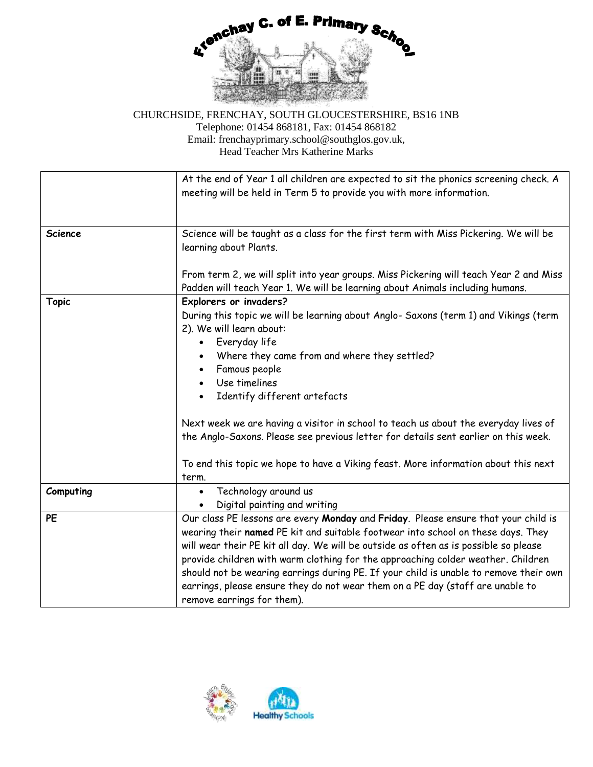CHURCHSIDE, FRENCHAY, SOUTH GLOUCESTERSHIRE, BS16 1NB
Telephone: 01454 868181, Fax: 01454 868182
Email: frenchayprimary.school@southglos.gov.uk,
Head Teacher Mrs Katherine Marks

| | |
|---|---|
| | At the end of Year 1 all children are expected to sit the phonics screening check. A meeting will be held in Term 5 to provide you with more information. |
| **Science** | Science will be taught as a class for the first term with Miss Pickering. We will be learning about Plants.<br><br>From term 2, we will split into year groups. Miss Pickering will teach Year 2 and Miss Padden will teach Year 1. We will be learning about Animals including humans. |
| **Topic** | **Explorers or invaders?**<br>During this topic we will be learning about Anglo- Saxons (term 1) and Vikings (term 2). We will learn about:<br>• Everyday life<br>• Where they came from and where they settled?<br>• Famous people<br>• Use timelines<br>• Identify different artefacts<br><br>Next week we are having a visitor in school to teach us about the everyday lives of the Anglo-Saxons. Please see previous letter for details sent earlier on this week.<br><br>To end this topic we hope to have a Viking feast. More information about this next term. |
| **Computing** | • Technology around us<br>• Digital painting and writing |
| **PE** | Our class PE lessons are every **Monday** and **Friday**. Please ensure that your child is wearing their **named** PE kit and suitable footwear into school on these days. They will wear their PE kit all day. We will be outside as often as is possible so please provide children with warm clothing for the approaching colder weather. Children should not be wearing earrings during PE. If your child is unable to remove their own earrings, please ensure they do not wear them on a PE day (staff are unable to remove earrings for them). |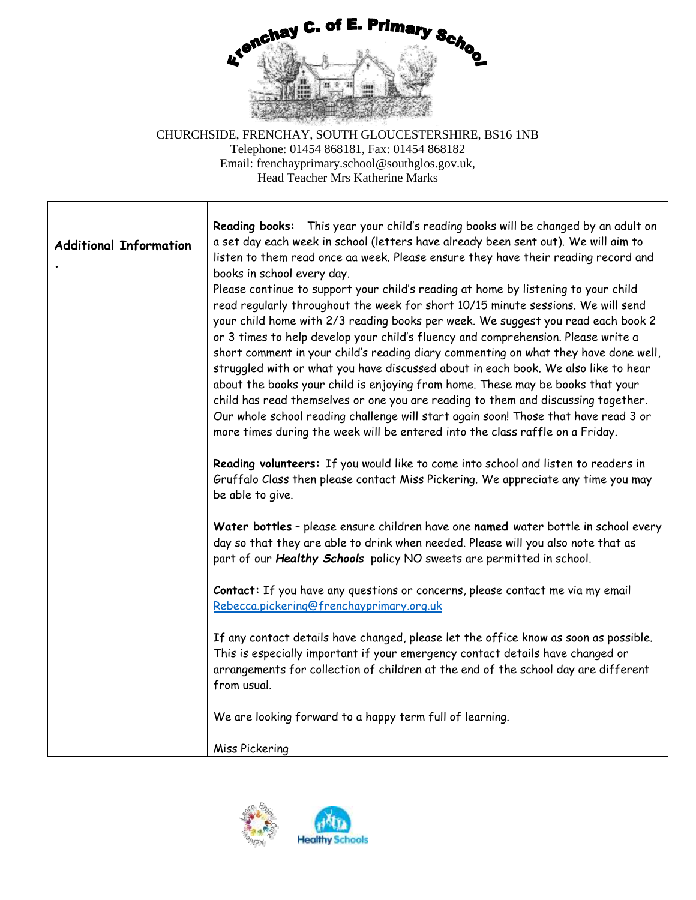**Frenchay C. of E. Primary School**

CHURCHSIDE, FRENCHAY, SOUTH GLOUCESTERSHIRE, BS16 1NB
Telephone: 01454 868181, Fax: 01454 868182
Email: frenchayprimary.school@southglos.gov.uk,
Head Teacher Mrs Katherine Marks

| **Additional Information** . | **Reading books:** This year your child's reading books will be changed by an adult on a set day each week in school (letters have already been sent out). We will aim to listen to them read once aa week. Please ensure they have their reading record and books in school every day. Please continue to support your child's reading at home by listening to your child read regularly throughout the week for short 10/15 minute sessions. We will send your child home with 2/3 reading books per week. We suggest you read each book 2 or 3 times to help develop your child's fluency and comprehension. Please write a short comment in your child's reading diary commenting on what they have done well, struggled with or what you have discussed about in each book. We also like to hear about the books your child is enjoying from home. These may be books that your child has read themselves or one you are reading to them and discussing together. Our whole school reading challenge will start again soon! Those that have read 3 or more times during the week will be entered into the class raffle on a Friday.<br><br>**Reading volunteers:** If you would like to come into school and listen to readers in Gruffalo Class then please contact Miss Pickering. We appreciate any time you may be able to give.<br><br>**Water bottles** – please ensure children have one **named** water bottle in school every day so that they are able to drink when needed. Please will you also note that as part of our ***Healthy Schools*** policy NO sweets are permitted in school.<br><br>**Contact:** If you have any questions or concerns, please contact me via my email Rebecca.pickering@frenchayprimary.org.uk<br><br>If any contact details have changed, please let the office know as soon as possible. This is especially important if your emergency contact details have changed or arrangements for collection of children at the end of the school day are different from usual.<br><br>We are looking forward to a happy term full of learning.<br><br>Miss Pickering |
|---|---|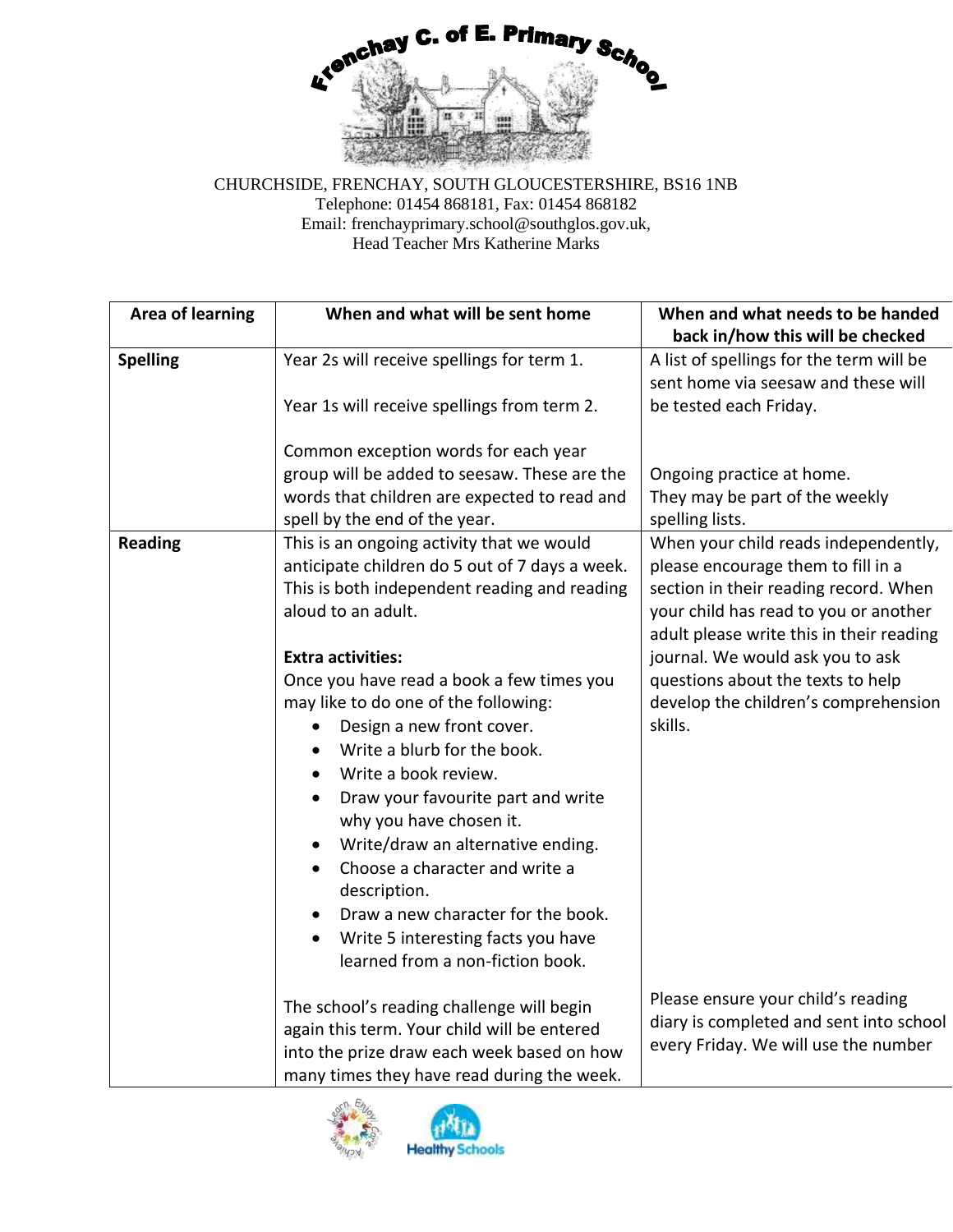# Frenchay C. of E. Primary School

CHURCHSIDE, FRENCHAY, SOUTH GLOUCESTERSHIRE, BS16 1NB
Telephone: 01454 868181, Fax: 01454 868182
Email: frenchayprimary.school@southglos.gov.uk,
Head Teacher Mrs Katherine Marks

| Area of learning | When and what will be sent home | When and what needs to be handed back in/how this will be checked |
|---|---|---|
| **Spelling** | Year 2s will receive spellings for term 1.<br><br>Year 1s will receive spellings from term 2.<br><br>Common exception words for each year group will be added to seesaw. These are the words that children are expected to read and spell by the end of the year. | A list of spellings for the term will be sent home via seesaw and these will be tested each Friday.<br><br>Ongoing practice at home.<br>They may be part of the weekly spelling lists. |
| **Reading** | This is an ongoing activity that we would anticipate children do 5 out of 7 days a week. This is both independent reading and reading aloud to an adult.<br><br>**Extra activities:**<br>Once you have read a book a few times you may like to do one of the following:<br>• Design a new front cover.<br>• Write a blurb for the book.<br>• Write a book review.<br>• Draw your favourite part and write why you have chosen it.<br>• Write/draw an alternative ending.<br>• Choose a character and write a description.<br>• Draw a new character for the book.<br>• Write 5 interesting facts you have learned from a non-fiction book.<br><br>The school's reading challenge will begin again this term. Your child will be entered into the prize draw each week based on how many times they have read during the week. | When your child reads independently, please encourage them to fill in a section in their reading record. When your child has read to you or another adult please write this in their reading journal. We would ask you to ask questions about the texts to help develop the children's comprehension skills.<br><br>Please ensure your child's reading diary is completed and sent into school every Friday. We will use the number |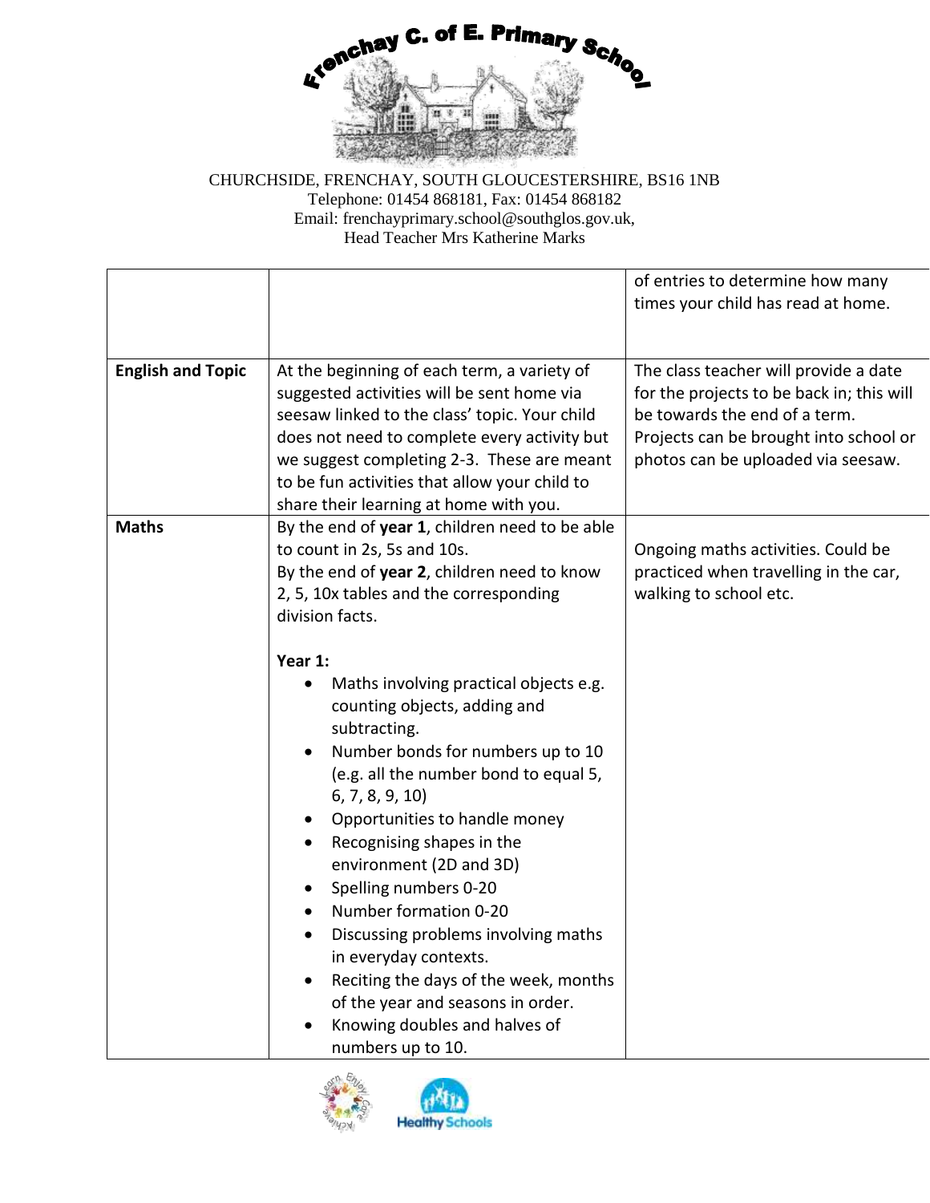CHURCHSIDE, FRENCHAY, SOUTH GLOUCESTERSHIRE, BS16 1NB
Telephone: 01454 868181, Fax: 01454 868182
Email: frenchayprimary.school@southglos.gov.uk,
Head Teacher Mrs Katherine Marks

| | | |
|---|---|---|
| | | of entries to determine how many times your child has read at home. |
| **English and Topic** | At the beginning of each term, a variety of suggested activities will be sent home via seesaw linked to the class' topic. Your child does not need to complete every activity but we suggest completing 2-3. These are meant to be fun activities that allow your child to share their learning at home with you. | The class teacher will provide a date for the projects to be back in; this will be towards the end of a term. Projects can be brought into school or photos can be uploaded via seesaw. |
| **Maths** | By the end of **year 1**, children need to be able to count in 2s, 5s and 10s.<br>By the end of **year 2**, children need to know 2, 5, 10x tables and the corresponding division facts.<br><br>**Year 1:**<br>• Maths involving practical objects e.g. counting objects, adding and subtracting.<br>• Number bonds for numbers up to 10 (e.g. all the number bond to equal 5, 6, 7, 8, 9, 10)<br>• Opportunities to handle money<br>• Recognising shapes in the environment (2D and 3D)<br>• Spelling numbers 0-20<br>• Number formation 0-20<br>• Discussing problems involving maths in everyday contexts.<br>• Reciting the days of the week, months of the year and seasons in order.<br>• Knowing doubles and halves of numbers up to 10. | Ongoing maths activities. Could be practiced when travelling in the car, walking to school etc. |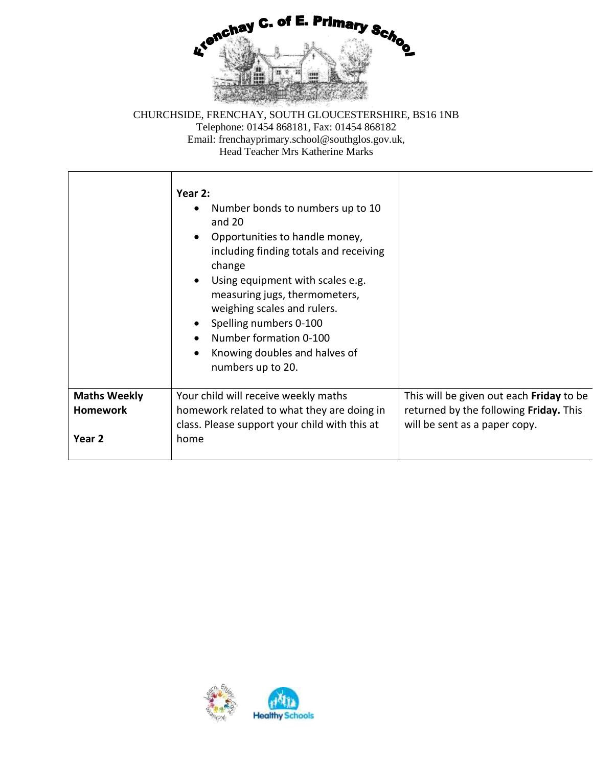CHURCHSIDE, FRENCHAY, SOUTH GLOUCESTERSHIRE, BS16 1NB
Telephone: 01454 868181, Fax: 01454 868182
Email: frenchayprimary.school@southglos.gov.uk,
Head Teacher Mrs Katherine Marks

| | | |
|---|---|---|
| | **Year 2:**<br>• Number bonds to numbers up to 10 and 20<br>• Opportunities to handle money, including finding totals and receiving change<br>• Using equipment with scales e.g. measuring jugs, thermometers, weighing scales and rulers.<br>• Spelling numbers 0-100<br>• Number formation 0-100<br>• Knowing doubles and halves of numbers up to 20. | |
| **Maths Weekly Homework**<br><br>**Year 2** | Your child will receive weekly maths homework related to what they are doing in class. Please support your child with this at home | This will be given out each **Friday** to be returned by the following **Friday.** This will be sent as a paper copy. |